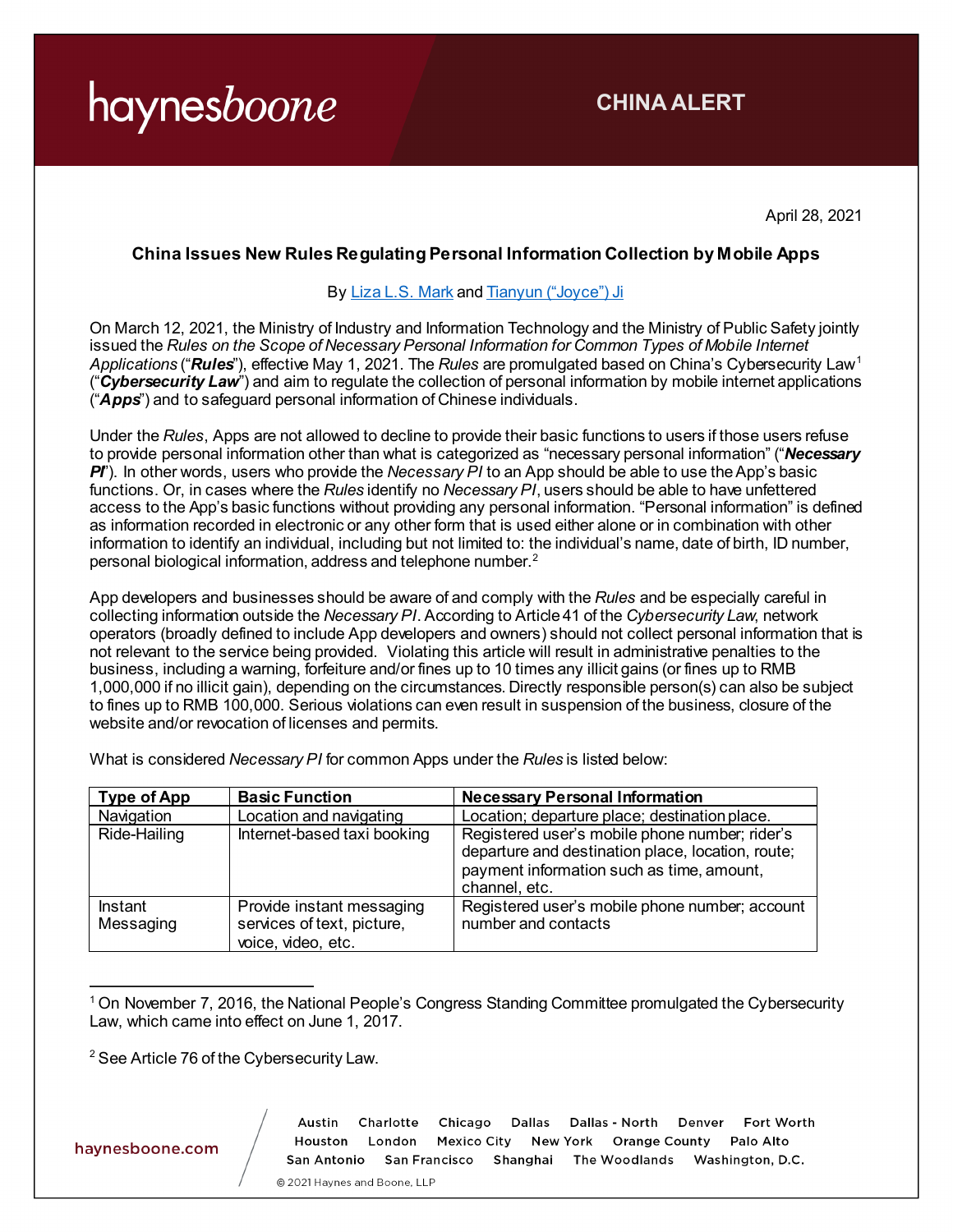haynesboone

CHINA ALERT

April 28, 2021

## China Issues New Rules Regulating Personal Information Collection by Mobile Apps

By Liza L.S. Mark and Tianyun ("Joyce") Ji

On March 12, 2021, the Ministry of Industry and Information Technology and the Ministry of Public Safety jointly issued the *Rules on the Scope of Necessary Personal Information for Common Types of Mobile Internet Applications* ("***Rules***"), effective May 1, 2021. The *Rules* are promulgated based on China's Cybersecurity Law[1] ("***Cybersecurity Law***") and aim to regulate the collection of personal information by mobile internet applications ("***Apps***") and to safeguard personal information of Chinese individuals.

Under the *Rules*, Apps are not allowed to decline to provide their basic functions to users if those users refuse to provide personal information other than what is categorized as "necessary personal information" ("***Necessary PI***"). In other words, users who provide the *Necessary PI* to an App should be able to use the App's basic functions. Or, in cases where the *Rules* identify no *Necessary PI*, users should be able to have unfettered access to the App's basic functions without providing any personal information. "Personal information" is defined as information recorded in electronic or any other form that is used either alone or in combination with other information to identify an individual, including but not limited to: the individual's name, date of birth, ID number, personal biological information, address and telephone number.[2]

App developers and businesses should be aware of and comply with the *Rules* and be especially careful in collecting information outside the *Necessary PI*. According to Article 41 of the *Cybersecurity Law*, network operators (broadly defined to include App developers and owners) should not collect personal information that is not relevant to the service being provided. Violating this article will result in administrative penalties to the business, including a warning, forfeiture and/or fines up to 10 times any illicit gains (or fines up to RMB 1,000,000 if no illicit gain), depending on the circumstances. Directly responsible person(s) can also be subject to fines up to RMB 100,000. Serious violations can even result in suspension of the business, closure of the website and/or revocation of licenses and permits.

What is considered *Necessary PI* for common Apps under the *Rules* is listed below:

| Type of App | Basic Function | Necessary Personal Information |
| --- | --- | --- |
| Navigation | Location and navigating | Location; departure place; destination place. |
| Ride-Hailing | Internet-based taxi booking | Registered user's mobile phone number; rider's departure and destination place, location, route; payment information such as time, amount, channel, etc. |
| Instant Messaging | Provide instant messaging services of text, picture, voice, video, etc. | Registered user's mobile phone number; account number and contacts |

[1] On November 7, 2016, the National People's Congress Standing Committee promulgated the Cybersecurity Law, which came into effect on June 1, 2017.

[2] See Article 76 of the Cybersecurity Law.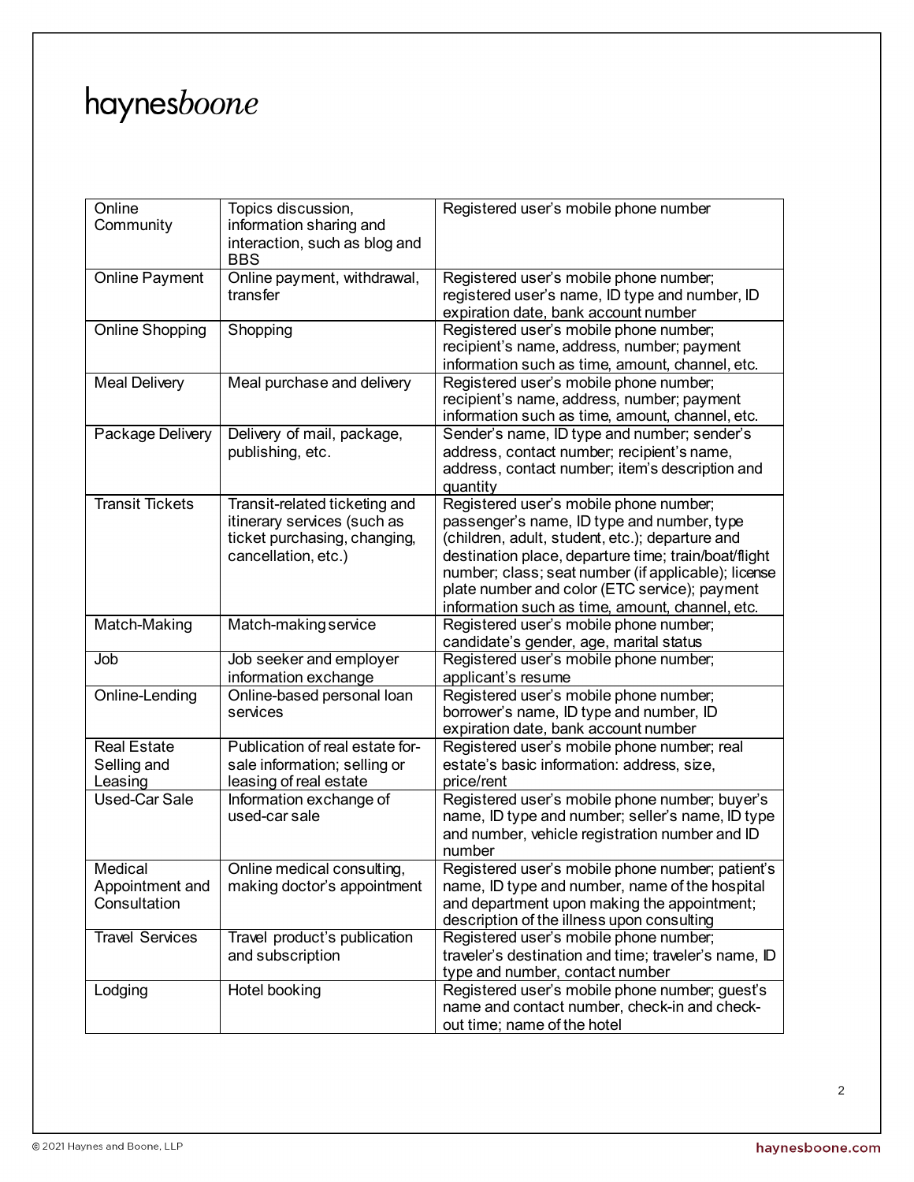| Online Community | Topics discussion, information sharing and interaction, such as blog and BBS | Registered user's mobile phone number |
|---|---|---|
| Online Payment | Online payment, withdrawal, transfer | Registered user's mobile phone number; registered user's name, ID type and number, ID expiration date, bank account number |
| Online Shopping | Shopping | Registered user's mobile phone number; recipient's name, address, number; payment information such as time, amount, channel, etc. |
| Meal Delivery | Meal purchase and delivery | Registered user's mobile phone number; recipient's name, address, number; payment information such as time, amount, channel, etc. |
| Package Delivery | Delivery of mail, package, publishing, etc. | Sender's name, ID type and number; sender's address, contact number; recipient's name, address, contact number; item's description and quantity |
| Transit Tickets | Transit-related ticketing and itinerary services (such as ticket purchasing, changing, cancellation, etc.) | Registered user's mobile phone number; passenger's name, ID type and number, type (children, adult, student, etc.); departure and destination place, departure time; train/boat/flight number; class; seat number (if applicable); license plate number and color (ETC service); payment information such as time, amount, channel, etc. |
| Match-Making | Match-making service | Registered user's mobile phone number; candidate's gender, age, marital status |
| Job | Job seeker and employer information exchange | Registered user's mobile phone number; applicant's resume |
| Online-Lending | Online-based personal loan services | Registered user's mobile phone number; borrower's name, ID type and number, ID expiration date, bank account number |
| Real Estate Selling and Leasing | Publication of real estate for-sale information; selling or leasing of real estate | Registered user's mobile phone number; real estate's basic information: address, size, price/rent |
| Used-Car Sale | Information exchange of used-car sale | Registered user's mobile phone number; buyer's name, ID type and number; seller's name, ID type and number, vehicle registration number and ID number |
| Medical Appointment and Consultation | Online medical consulting, making doctor's appointment | Registered user's mobile phone number; patient's name, ID type and number, name of the hospital and department upon making the appointment; description of the illness upon consulting |
| Travel Services | Travel product's publication and subscription | Registered user's mobile phone number; traveler's destination and time; traveler's name, ID type and number, contact number |
| Lodging | Hotel booking | Registered user's mobile phone number; guest's name and contact number, check-in and check-out time; name of the hotel |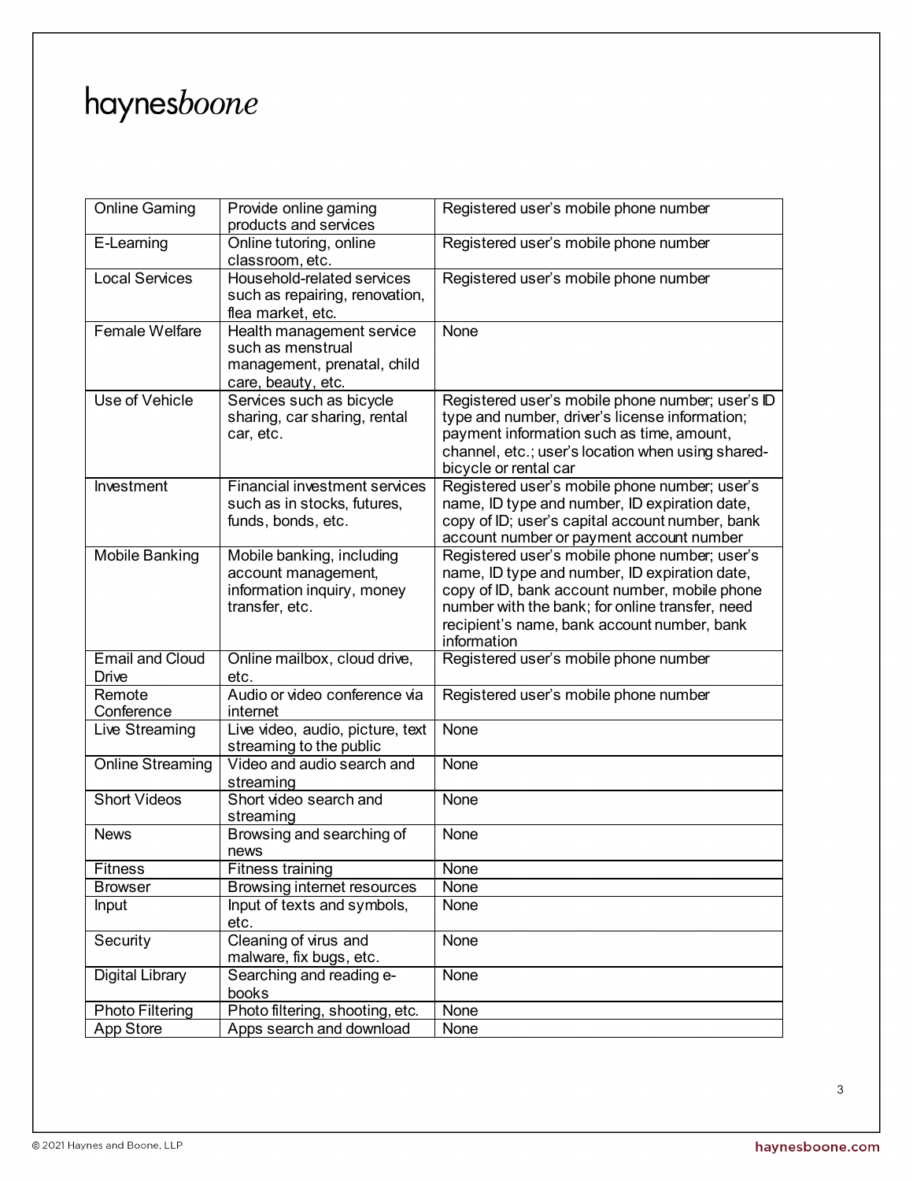| | | |
|---|---|---|
| Online Gaming | Provide online gaming products and services | Registered user's mobile phone number |
| E-Learning | Online tutoring, online classroom, etc. | Registered user's mobile phone number |
| Local Services | Household-related services such as repairing, renovation, flea market, etc. | Registered user's mobile phone number |
| Female Welfare | Health management service such as menstrual management, prenatal, child care, beauty, etc. | None |
| Use of Vehicle | Services such as bicycle sharing, car sharing, rental car, etc. | Registered user's mobile phone number; user's ID type and number, driver's license information; payment information such as time, amount, channel, etc.; user's location when using shared-bicycle or rental car |
| Investment | Financial investment services such as in stocks, futures, funds, bonds, etc. | Registered user's mobile phone number; user's name, ID type and number, ID expiration date, copy of ID; user's capital account number, bank account number or payment account number |
| Mobile Banking | Mobile banking, including account management, information inquiry, money transfer, etc. | Registered user's mobile phone number; user's name, ID type and number, ID expiration date, copy of ID, bank account number, mobile phone number with the bank; for online transfer, need recipient's name, bank account number, bank information |
| Email and Cloud Drive | Online mailbox, cloud drive, etc. | Registered user's mobile phone number |
| Remote Conference | Audio or video conference via internet | Registered user's mobile phone number |
| Live Streaming | Live video, audio, picture, text streaming to the public | None |
| Online Streaming | Video and audio search and streaming | None |
| Short Videos | Short video search and streaming | None |
| News | Browsing and searching of news | None |
| Fitness | Fitness training | None |
| Browser | Browsing internet resources | None |
| Input | Input of texts and symbols, etc. | None |
| Security | Cleaning of virus and malware, fix bugs, etc. | None |
| Digital Library | Searching and reading e-books | None |
| Photo Filtering | Photo filtering, shooting, etc. | None |
| App Store | Apps search and download | None |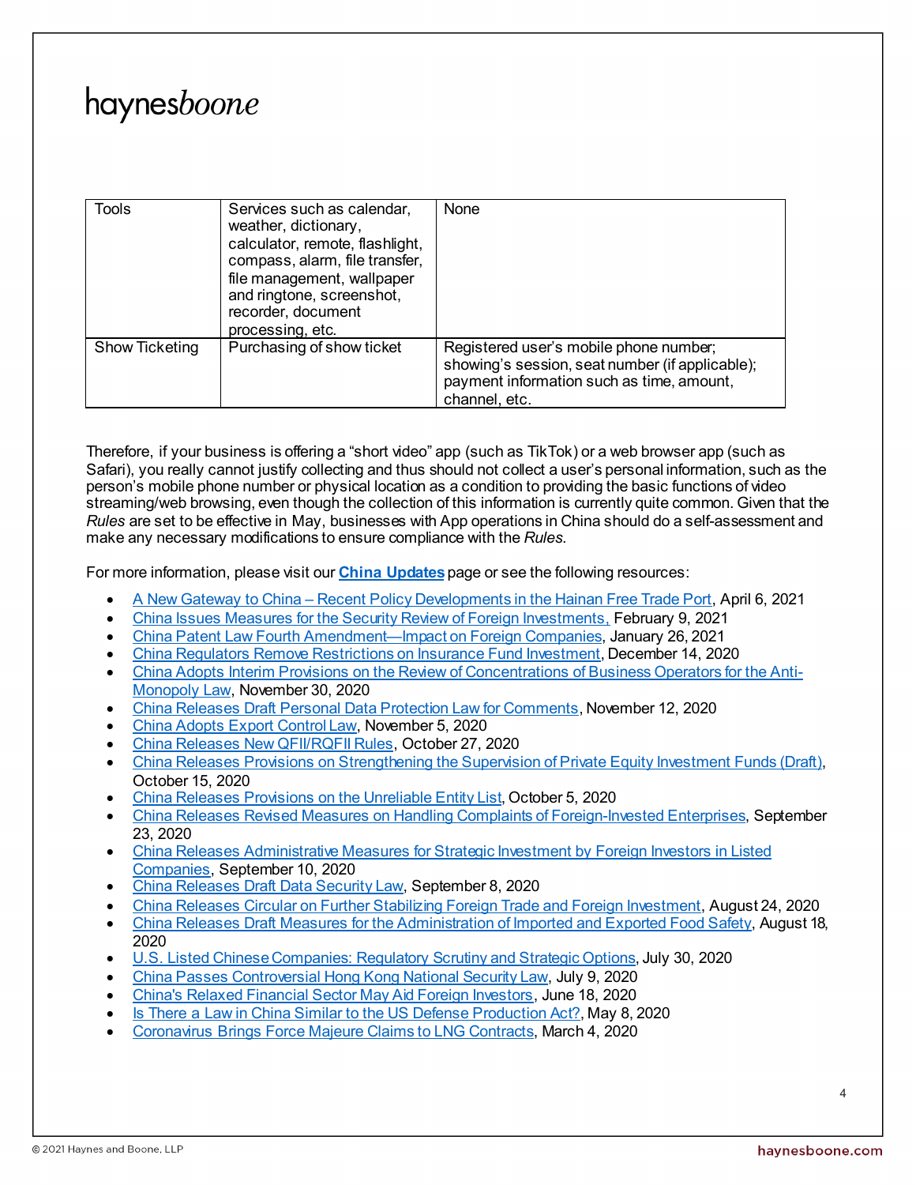| Tools | Services such as calendar, weather, dictionary, calculator, remote, flashlight, compass, alarm, file transfer, file management, wallpaper and ringtone, screenshot, recorder, document processing, etc. | None |
|---|---|---|
| Show Ticketing | Purchasing of show ticket | Registered user's mobile phone number; showing's session, seat number (if applicable); payment information such as time, amount, channel, etc. |

Therefore, if your business is offering a "short video" app (such as TikTok) or a web browser app (such as Safari), you really cannot justify collecting and thus should not collect a user's personal information, such as the person's mobile phone number or physical location as a condition to providing the basic functions of video streaming/web browsing, even though the collection of this information is currently quite common. Given that the *Rules* are set to be effective in May, businesses with App operations in China should do a self-assessment and make any necessary modifications to ensure compliance with the *Rules*.

For more information, please visit our **China Updates** page or see the following resources:

- A New Gateway to China – Recent Policy Developments in the Hainan Free Trade Port, April 6, 2021
- China Issues Measures for the Security Review of Foreign Investments, February 9, 2021
- China Patent Law Fourth Amendment—Impact on Foreign Companies, January 26, 2021
- China Regulators Remove Restrictions on Insurance Fund Investment, December 14, 2020
- China Adopts Interim Provisions on the Review of Concentrations of Business Operators for the Anti-Monopoly Law, November 30, 2020
- China Releases Draft Personal Data Protection Law for Comments, November 12, 2020
- China Adopts Export Control Law, November 5, 2020
- China Releases New QFII/RQFII Rules, October 27, 2020
- China Releases Provisions on Strengthening the Supervision of Private Equity Investment Funds (Draft), October 15, 2020
- China Releases Provisions on the Unreliable Entity List, October 5, 2020
- China Releases Revised Measures on Handling Complaints of Foreign-Invested Enterprises, September 23, 2020
- China Releases Administrative Measures for Strategic Investment by Foreign Investors in Listed Companies, September 10, 2020
- China Releases Draft Data Security Law, September 8, 2020
- China Releases Circular on Further Stabilizing Foreign Trade and Foreign Investment, August 24, 2020
- China Releases Draft Measures for the Administration of Imported and Exported Food Safety, August 18, 2020
- U.S. Listed Chinese Companies: Regulatory Scrutiny and Strategic Options, July 30, 2020
- China Passes Controversial Hong Kong National Security Law, July 9, 2020
- China's Relaxed Financial Sector May Aid Foreign Investors, June 18, 2020
- Is There a Law in China Similar to the US Defense Production Act?, May 8, 2020
- Coronavirus Brings Force Majeure Claims to LNG Contracts, March 4, 2020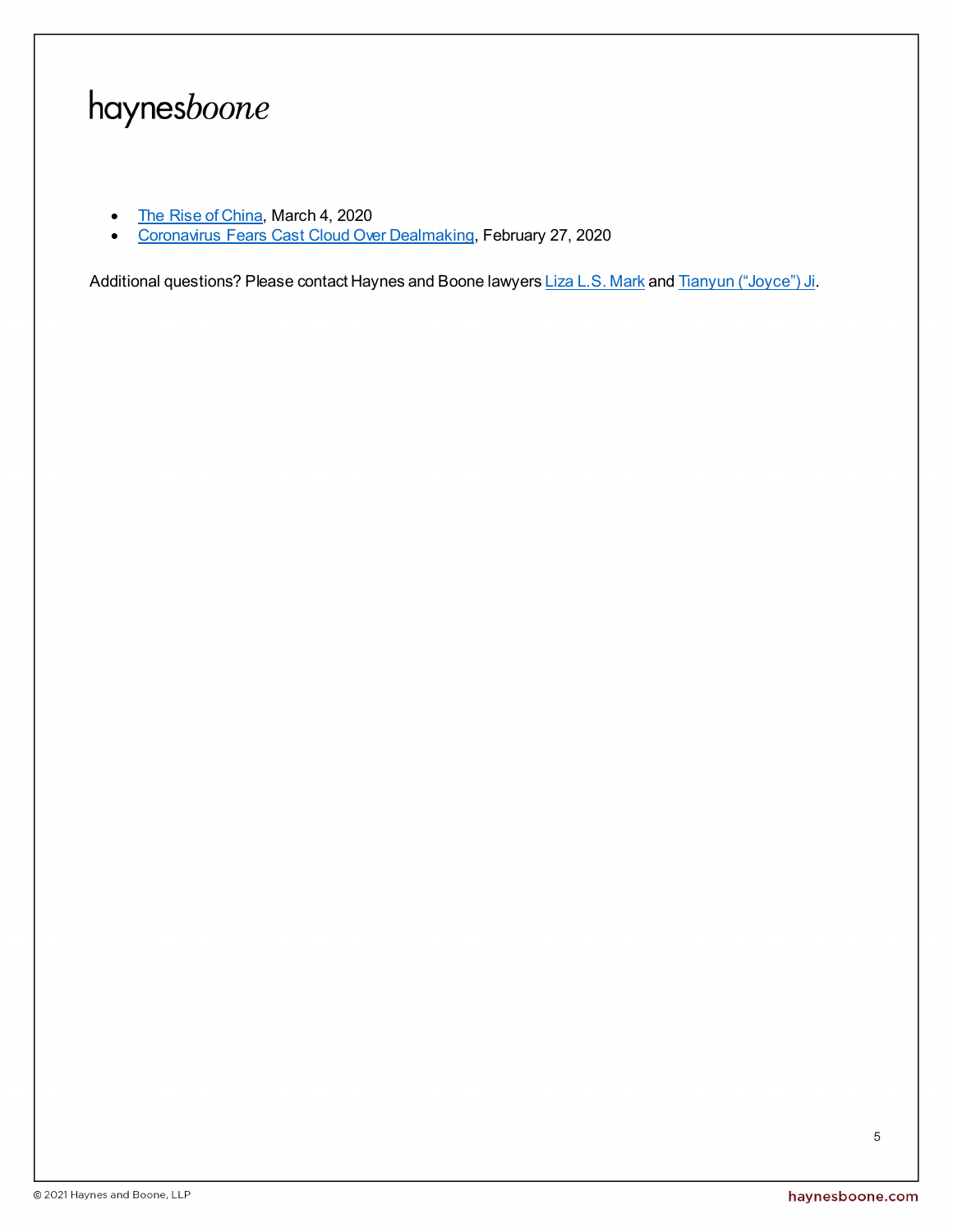- The Rise of China, March 4, 2020
- Coronavirus Fears Cast Cloud Over Dealmaking, February 27, 2020

Additional questions? Please contact Haynes and Boone lawyers Liza L.S. Mark and Tianyun ("Joyce") Ji.